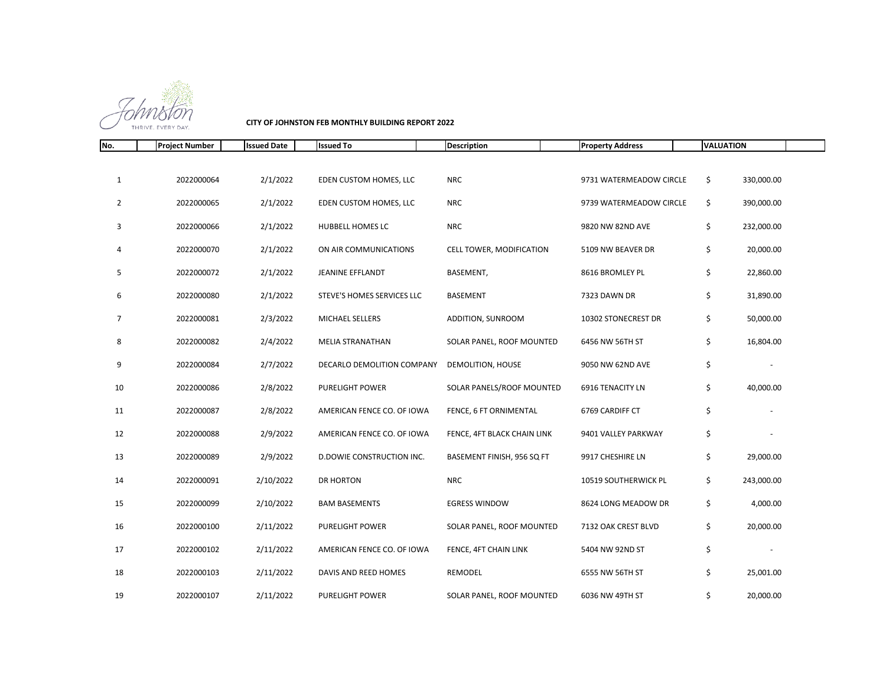Johnston
THRIVE. EVERY DAY.

**CITY OF JOHNSTON FEB MONTHLY BUILDING REPORT 2022**

| No. | Project Number | Issued Date | Issued To | Description | Property Address | VALUATION |
|---|---|---|---|---|---|---|
| 1 | 2022000064 | 2/1/2022 | EDEN CUSTOM HOMES, LLC | NRC | 9731 WATERMEADOW CIRCLE | $ 330,000.00 |
| 2 | 2022000065 | 2/1/2022 | EDEN CUSTOM HOMES, LLC | NRC | 9739 WATERMEADOW CIRCLE | $ 390,000.00 |
| 3 | 2022000066 | 2/1/2022 | HUBBELL HOMES LC | NRC | 9820 NW 82ND AVE | $ 232,000.00 |
| 4 | 2022000070 | 2/1/2022 | ON AIR COMMUNICATIONS | CELL TOWER, MODIFICATION | 5109 NW BEAVER DR | $ 20,000.00 |
| 5 | 2022000072 | 2/1/2022 | JEANINE EFFLANDT | BASEMENT, | 8616 BROMLEY PL | $ 22,860.00 |
| 6 | 2022000080 | 2/1/2022 | STEVE'S HOMES SERVICES LLC | BASEMENT | 7323 DAWN DR | $ 31,890.00 |
| 7 | 2022000081 | 2/3/2022 | MICHAEL SELLERS | ADDITION, SUNROOM | 10302 STONECREST DR | $ 50,000.00 |
| 8 | 2022000082 | 2/4/2022 | MELIA STRANATHAN | SOLAR PANEL, ROOF MOUNTED | 6456 NW 56TH ST | $ 16,804.00 |
| 9 | 2022000084 | 2/7/2022 | DECARLO DEMOLITION COMPANY | DEMOLITION, HOUSE | 9050 NW 62ND AVE | $ - |
| 10 | 2022000086 | 2/8/2022 | PURELIGHT POWER | SOLAR PANELS/ROOF MOUNTED | 6916 TENACITY LN | $ 40,000.00 |
| 11 | 2022000087 | 2/8/2022 | AMERICAN FENCE CO. OF IOWA | FENCE, 6 FT ORNIMENTAL | 6769 CARDIFF CT | $ - |
| 12 | 2022000088 | 2/9/2022 | AMERICAN FENCE CO. OF IOWA | FENCE, 4FT BLACK CHAIN LINK | 9401 VALLEY PARKWAY | $ - |
| 13 | 2022000089 | 2/9/2022 | D.DOWIE CONSTRUCTION INC. | BASEMENT FINISH, 956 SQ FT | 9917 CHESHIRE LN | $ 29,000.00 |
| 14 | 2022000091 | 2/10/2022 | DR HORTON | NRC | 10519 SOUTHERWICK PL | $ 243,000.00 |
| 15 | 2022000099 | 2/10/2022 | BAM BASEMENTS | EGRESS WINDOW | 8624 LONG MEADOW DR | $ 4,000.00 |
| 16 | 2022000100 | 2/11/2022 | PURELIGHT POWER | SOLAR PANEL, ROOF MOUNTED | 7132 OAK CREST BLVD | $ 20,000.00 |
| 17 | 2022000102 | 2/11/2022 | AMERICAN FENCE CO. OF IOWA | FENCE, 4FT CHAIN LINK | 5404 NW 92ND ST | $ - |
| 18 | 2022000103 | 2/11/2022 | DAVIS AND REED HOMES | REMODEL | 6555 NW 56TH ST | $ 25,001.00 |
| 19 | 2022000107 | 2/11/2022 | PURELIGHT POWER | SOLAR PANEL, ROOF MOUNTED | 6036 NW 49TH ST | $ 20,000.00 |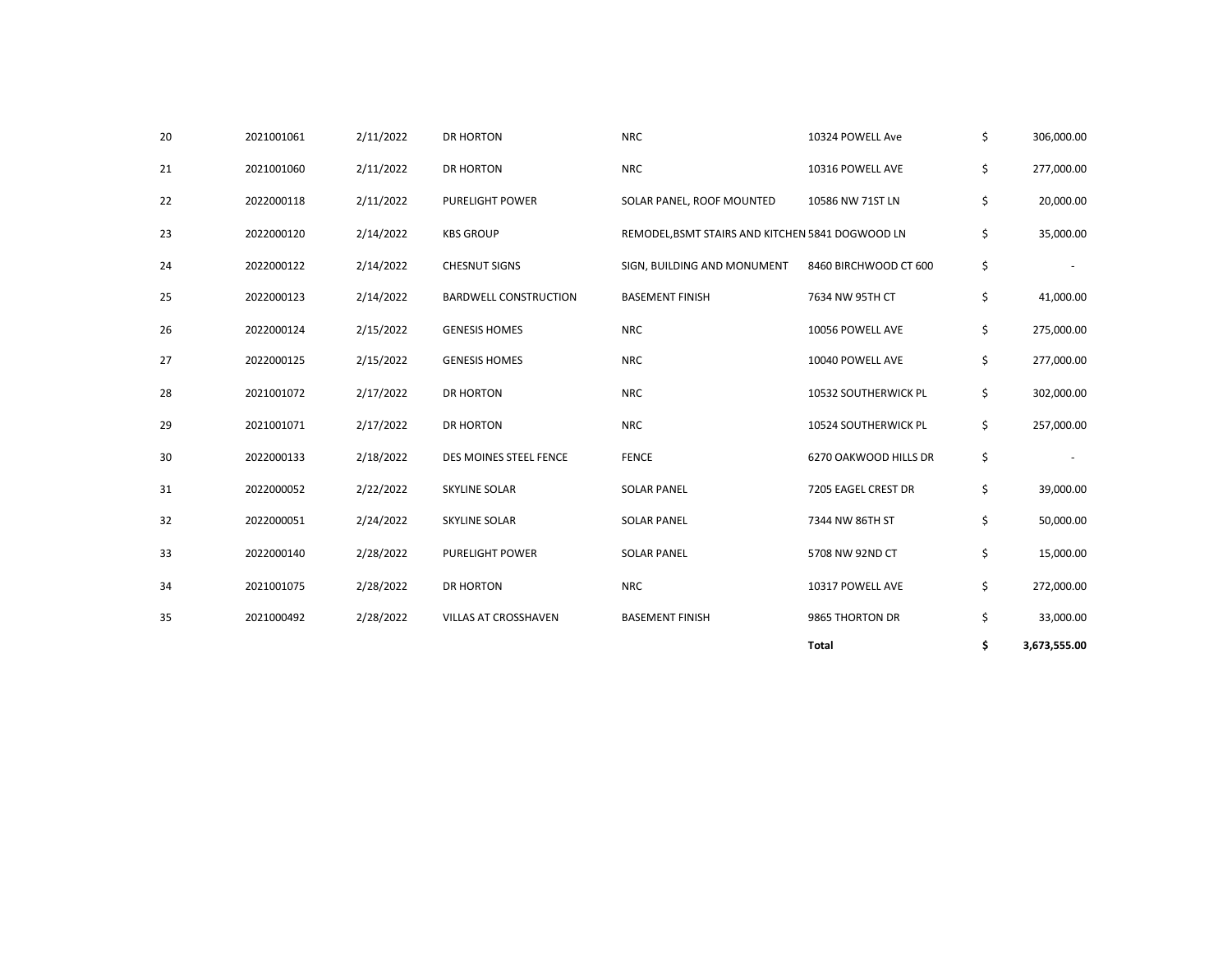| | | | | | | | |
|---|---|---|---|---|---|---|---|
| 20 | 2021001061 | 2/11/2022 | DR HORTON | NRC | 10324 POWELL Ave | $ | 306,000.00 |
| 21 | 2021001060 | 2/11/2022 | DR HORTON | NRC | 10316 POWELL AVE | $ | 277,000.00 |
| 22 | 2022000118 | 2/11/2022 | PURELIGHT POWER | SOLAR PANEL, ROOF MOUNTED | 10586 NW 71ST LN | $ | 20,000.00 |
| 23 | 2022000120 | 2/14/2022 | KBS GROUP | REMODEL,BSMT STAIRS AND KITCHEN | 5841 DOGWOOD LN | $ | 35,000.00 |
| 24 | 2022000122 | 2/14/2022 | CHESNUT SIGNS | SIGN, BUILDING AND MONUMENT | 8460 BIRCHWOOD CT 600 | $ | - |
| 25 | 2022000123 | 2/14/2022 | BARDWELL CONSTRUCTION | BASEMENT FINISH | 7634 NW 95TH CT | $ | 41,000.00 |
| 26 | 2022000124 | 2/15/2022 | GENESIS HOMES | NRC | 10056 POWELL AVE | $ | 275,000.00 |
| 27 | 2022000125 | 2/15/2022 | GENESIS HOMES | NRC | 10040 POWELL AVE | $ | 277,000.00 |
| 28 | 2021001072 | 2/17/2022 | DR HORTON | NRC | 10532 SOUTHERWICK PL | $ | 302,000.00 |
| 29 | 2021001071 | 2/17/2022 | DR HORTON | NRC | 10524 SOUTHERWICK PL | $ | 257,000.00 |
| 30 | 2022000133 | 2/18/2022 | DES MOINES STEEL FENCE | FENCE | 6270 OAKWOOD HILLS DR | $ | - |
| 31 | 2022000052 | 2/22/2022 | SKYLINE SOLAR | SOLAR PANEL | 7205 EAGEL CREST DR | $ | 39,000.00 |
| 32 | 2022000051 | 2/24/2022 | SKYLINE SOLAR | SOLAR PANEL | 7344 NW 86TH ST | $ | 50,000.00 |
| 33 | 2022000140 | 2/28/2022 | PURELIGHT POWER | SOLAR PANEL | 5708 NW 92ND CT | $ | 15,000.00 |
| 34 | 2021001075 | 2/28/2022 | DR HORTON | NRC | 10317 POWELL AVE | $ | 272,000.00 |
| 35 | 2021000492 | 2/28/2022 | VILLAS AT CROSSHAVEN | BASEMENT FINISH | 9865 THORTON DR | $ | 33,000.00 |
| | | | | | **Total** | **$** | **3,673,555.00** |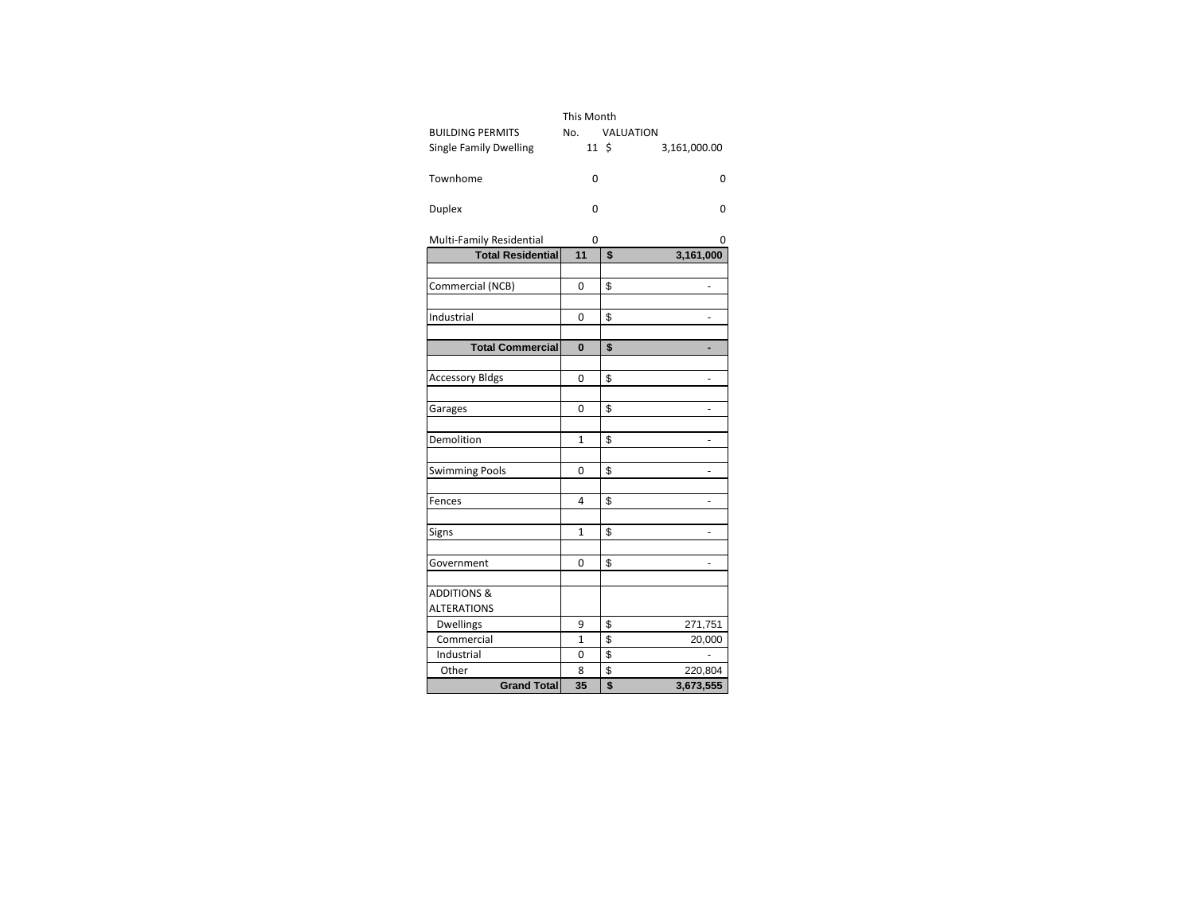| BUILDING PERMITS | This Month No. | VALUATION |
|---|---|---|
| Single Family Dwelling | 11 | $ 3,161,000.00 |
| Townhome | 0 | 0 |
| Duplex | 0 | 0 |
| Multi-Family Residential | 0 | 0 |
| **Total Residential** | **11** | **$ 3,161,000** |
| | | |
| Commercial (NCB) | 0 | $ - |
| | | |
| Industrial | 0 | $ - |
| | | |
| **Total Commercial** | **0** | **$ -** |
| | | |
| Accessory Bldgs | 0 | $ - |
| | | |
| Garages | 0 | $ - |
| | | |
| Demolition | 1 | $ - |
| | | |
| Swimming Pools | 0 | $ - |
| | | |
| Fences | 4 | $ - |
| | | |
| Signs | 1 | $ - |
| | | |
| Government | 0 | $ - |
| | | |
| ADDITIONS & ALTERATIONS | | |
| Dwellings | 9 | $ 271,751 |
| Commercial | 1 | $ 20,000 |
| Industrial | 0 | $ - |
| Other | 8 | $ 220,804 |
| **Grand Total** | **35** | **$ 3,673,555** |